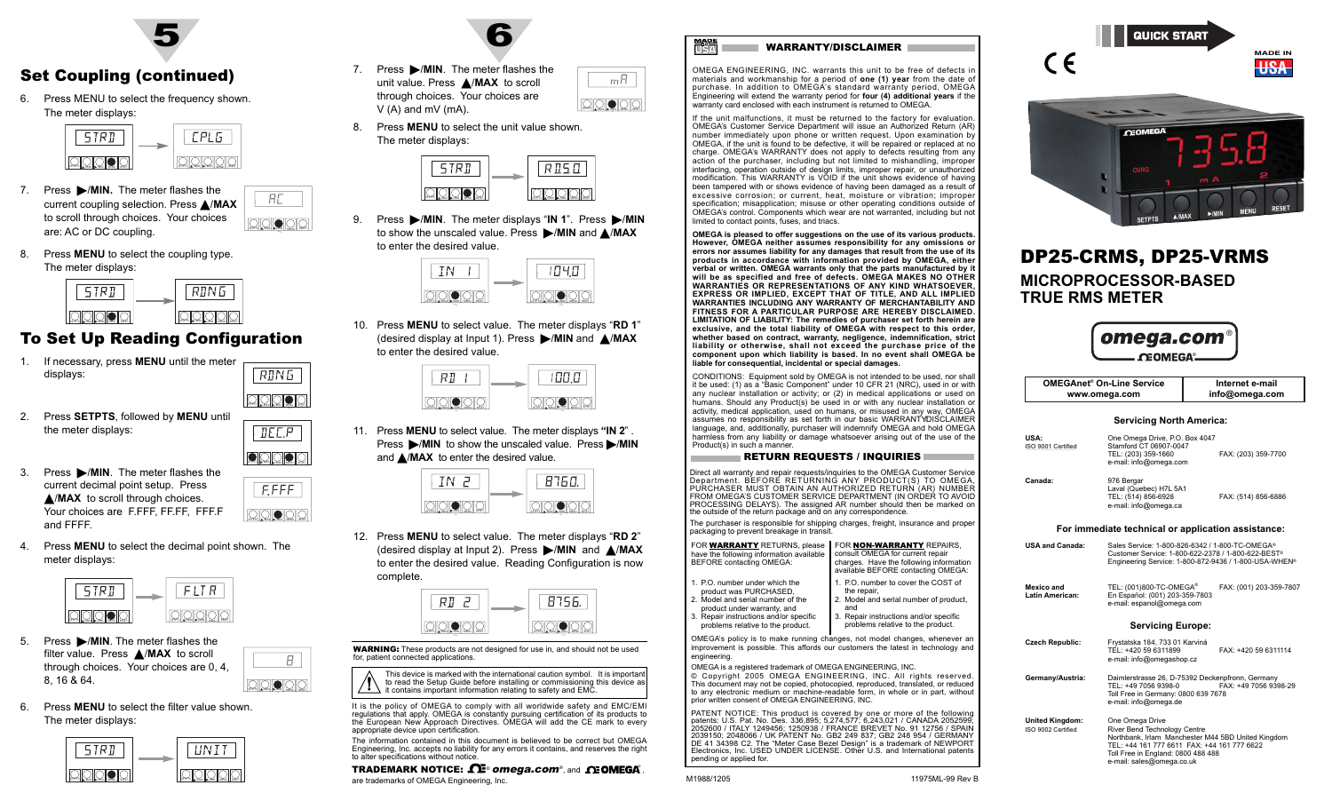## 5

## Set Coupling (continued)

6. Press MENU to select the frequency shown. The meter displays:

STRD → CPLG

7. Press ▶/**MIN.** The meter flashes the current coupling selection. Press ▲/**MAX** to scroll through choices. Your choices are: AC or DC coupling.

AC

8. Press **MENU** to select the coupling type. The meter displays:

STRD → RDNG

## To Set Up Reading Configuration

1. If necessary, press **MENU** until the meter displays:

RDNG

2. Press **SETPTS**, followed by **MENU** until the meter displays:

DEC.P

3. Press ▶/**MIN**. The meter flashes the current decimal point setup. Press ▲/**MAX** to scroll through choices. Your choices are F.FFF, FF.FF, FFF.F and FFFF.

F.FFF

4. Press **MENU** to select the decimal point shown. The meter displays:

STRD → FLTR

5. Press ▶/**MIN**. The meter flashes the filter value. Press ▲/**MAX** to scroll through choices. Your choices are 0, 4, 8, 16 & 64.

8

6. Press **MENU** to select the filter value shown. The meter displays:

STRD → UNIT

## 6

7. Press ▶/**MIN**. The meter flashes the unit value. Press ▲/**MAX** to scroll through choices. Your choices are V (A) and mV (mA).

mA

8. Press **MENU** to select the unit value shown. The meter displays:

STRD → RDSD

9. Press ▶/**MIN**. The meter displays "**IN 1**". Press ▶/**MIN** to show the unscaled value. Press ▶/**MIN** and ▲/**MAX** to enter the desired value.

IN 1 → 104.0

10. Press **MENU** to select value. The meter displays "**RD 1**" (desired display at Input 1). Press ▶/**MIN** and ▲/**MAX** to enter the desired value.

RD 1 → 100.0

11. Press **MENU** to select value. The meter displays **"IN 2"** . Press ▶/**MIN** to show the unscaled value. Press ▶/**MIN** and ▲/**MAX** to enter the desired value.

IN 2 → 8760.

12. Press **MENU** to select value. The meter displays "**RD 2**" (desired display at Input 2). Press ▶/**MIN** and ▲/**MAX** to enter the desired value. Reading Configuration is now complete.

RD 2 → 8756.

**WARNING:** These products are not designed for use in, and should not be used for, patient connected applications.

This device is marked with the international caution symbol. It is important to read the Setup Guide before installing or commissioning this device as it contains important information relating to safety and EMC.

It is the policy of OMEGA to comply with all worldwide safety and EMC/EMI regulations that apply. OMEGA is constantly pursuing certification of its products to the European New Approach Directives. OMEGA will add the CE mark to every appropriate device upon certification.

The information contained in this document is believed to be correct but OMEGA Engineering, Inc. accepts no liability for any errors it contains, and reserves the right to alter specifications without notice.

**TRADEMARK NOTICE:** ® *omega.com*®, and OMEGA®, are trademarks of OMEGA Engineering, Inc.

## WARRANTY/DISCLAIMER

OMEGA ENGINEERING, INC. warrants this unit to be free of defects in materials and workmanship for a period of **one (1) year** from the date of purchase. In addition to OMEGA's standard warranty period, OMEGA Engineering will extend the warranty period for **four (4) additional years** if the warranty card enclosed with each instrument is returned to OMEGA.

If the unit malfunctions, it must be returned to the factory for evaluation. OMEGA's Customer Service Department will issue an Authorized Return (AR) number immediately upon phone or written request. Upon examination by OMEGA, if the unit is found to be defective, it will be repaired or replaced at no charge. OMEGA's WARRANTY does not apply to defects resulting from any action of the purchaser, including but not limited to mishandling, improper interfacing, operation outside of design limits, improper repair, or unauthorized modification. This WARRANTY is VOID if the unit shows evidence of having been tampered with or shows evidence of having been damaged as a result of excessive corrosion; or current, heat, moisture or vibration; improper specification; misapplication; misuse or other operating conditions outside of OMEGA's control. Components which wear are not warranted, including but not limited to contact points, fuses, and triacs.

**OMEGA is pleased to offer suggestions on the use of its various products. However, OMEGA neither assumes responsibility for any omissions or errors nor assumes liability for any damages that result from the use of its products in accordance with information provided by OMEGA, either verbal or written. OMEGA warrants only that the parts manufactured by it will be as specified and free of defects. OMEGA MAKES NO OTHER WARRANTIES OR REPRESENTATIONS OF ANY KIND WHATSOEVER, EXPRESS OR IMPLIED, EXCEPT THAT OF TITLE, AND ALL IMPLIED WARRANTIES INCLUDING ANY WARRANTY OF MERCHANTABILITY AND FITNESS FOR A PARTICULAR PURPOSE ARE HEREBY DISCLAIMED. LIMITATION OF LIABILITY: The remedies of purchaser set forth herein are exclusive, and the total liability of OMEGA with respect to this order, whether based on contract, warranty, negligence, indemnification, strict liability or otherwise, shall not exceed the purchase price of the component upon which liability is based. In no event shall OMEGA be liable for consequential, incidental or special damages.**

CONDITIONS: Equipment sold by OMEGA is not intended to be used, nor shall it be used: (1) as a "Basic Component" under 10 CFR 21 (NRC), used in or with any nuclear installation or activity; or (2) in medical applications or used on humans. Should any Product(s) be used in or with any nuclear installation or activity, medical application, used on humans, or misused in any way, OMEGA assumes no responsibility as set forth in our basic WARRANTY/DISCLAIMER language, and, additionally, purchaser will indemnify OMEGA and hold OMEGA harmless from any liability or damage whatsoever arising out of the use of the Product(s) in such a manner.

## RETURN REQUESTS / INQUIRIES

Direct all warranty and repair requests/inquiries to the OMEGA Customer Service Department. BEFORE RETURNING ANY PRODUCT(S) TO OMEGA, PURCHASER MUST OBTAIN AN AUTHORIZED RETURN (AR) NUMBER FROM OMEGA'S CUSTOMER SERVICE DEPARTMENT (IN ORDER TO AVOID PROCESSING DELAYS). The assigned AR number should then be marked on the outside of the return package and on any correspondence.

The purchaser is responsible for shipping charges, freight, insurance and proper packaging to prevent breakage in transit.

FOR **WARRANTY** RETURNS, please have the following information available BEFORE contacting OMEGA:

1. P.O. number under which the product was PURCHASED,
2. Model and serial number of the product under warranty, and
3. Repair instructions and/or specific problems relative to the product.

FOR **NON-WARRANTY** REPAIRS, consult OMEGA for current repair charges. Have the following information available BEFORE contacting OMEGA:

1. P.O. number to cover the COST of the repair,
2. Model and serial number of product, and
3. Repair instructions and/or specific problems relative to the product.

OMEGA's policy is to make running changes, not model changes, whenever an improvement is possible. This affords our customers the latest in technology and engineering.

OMEGA is a registered trademark of OMEGA ENGINEERING, INC.

© Copyright 2005 OMEGA ENGINEERING, INC. All rights reserved. This document may not be copied, photocopied, reproduced, translated, or reduced to any electronic medium or machine-readable form, in whole or in part, without prior written consent of OMEGA ENGINEERING, INC.

PATENT NOTICE: This product is covered by one or more of the following patents: U.S. Pat. No. Des. 336,895; 5,274,577; 6,243,021 / CANADA 2052599; 2052600 / ITALY 1249456; 1250938 / FRANCE BREVET No. 91 12756 / SPAIN 2039150; 2048066 / UK PATENT No. GB2 249 837; GB2 248 954 / GERMANY DE 41 34398 C2. The "Meter Case Bezel Design" is a trademark of NEWPORT Electronics, Inc. USED UNDER LICENSE. Other U.S. and International patents pending or applied for.

M1988/1205 11975ML-99 Rev B

QUICK START

MADE IN USA

# DP25-CRMS, DP25-VRMS

## MICROPROCESSOR-BASED TRUE RMS METER

omega.com®

| OMEGAnet® On-Line Service www.omega.com | Internet e-mail info@omega.com |
|---|---|

### Servicing North America:

**USA:** ISO 9001 Certified
One Omega Drive, P.O. Box 4047
Stamford CT 06907-0047
TEL: (203) 359-1660 FAX: (203) 359-7700
e-mail: info@omega.com

**Canada:**
976 Bergar
Laval (Quebec) H7L 5A1
TEL: (514) 856-6928 FAX: (514) 856-6886
e-mail: info@omega.ca

### For immediate technical or application assistance:

**USA and Canada:**
Sales Service: 1-800-826-6342 / 1-800-TC-OMEGA®
Customer Service: 1-800-622-2378 / 1-800-622-BEST®
Engineering Service: 1-800-872-9436 / 1-800-USA-WHEN®

**Mexico and Latin American:**
TEL: (001)800-TC-OMEGA® FAX: (001) 203-359-7807
En Español: (001) 203-359-7803
e-mail: espanol@omega.com

### Servicing Europe:

**Czech Republic:**
Frystatska 184, 733 01 Karviná
TEL: +420 59 6311899 FAX: +420 59 6311114
e-mail: info@omegashop.cz

**Germany/Austria:**
Daimlerstrasse 26, D-75392 Deckenpfronn, Germany
TEL: +49 7056 9398-0 FAX: +49 7056 9398-29
Toll Free in Germany: 0800 639 7678
e-mail: info@omega.de

**United Kingdom:** ISO 9002 Certified
One Omega Drive
River Bend Technology Centre
Northbank, Irlam Manchester M44 5BD United Kingdom
TEL: +44 161 777 6611 FAX: +44 161 777 6622
Toll Free in England: 0800 488 488
e-mail: sales@omega.co.uk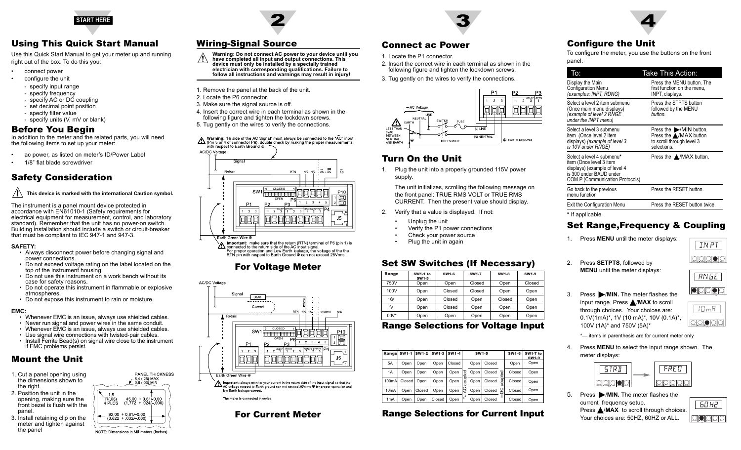START HERE

## Using This Quick Start Manual

Use this Quick Start Manual to get your meter up and running right out of the box. To do this you:

- connect power
- configure the unit
  - specify input range
  - specify frequency
  - specify AC or DC coupling
  - set decimal point position
  - specify filter value
  - specify units (V, mV or blank)

## Before You Begin

In addition to the meter and the related parts, you will need the following items to set up your meter:

- ac power, as listed on meter's ID/Power Label
- 1/8" flat blade screwdriver

## Safety Consideration

**This device is marked with the international Caution symbol.**

The instrument is a panel mount device protected in accordance with EN61010-1 (Safety requirements for electrical equipment for measurement, control, and laboratory standard). Remember that the unit has no power-on switch. Building installation should include a switch or circuit-breaker that must be compliant to IEC 947-1 and 947-3.

**SAFETY:**

- Always disconnect power before changing signal and power connections.
- Do not exceed voltage rating on the label located on the top of the instrument housing.
- Do not use this instrument on a work bench without its case for safety reasons.
- Do not operate this instrument in flammable or explosive atmospheres.
- Do not expose this instrument to rain or moisture.

**EMC:**

- Whenever EMC is an issue, always use shielded cables.
- Never run signal and power wires in the same conduit.
- Whenever EMC is an issue, always use shielded cables.
- Use signal wire connections with twisted-pair cables.
- Install Ferrite Bead(s) on signal wire close to the instrument if EMC problems persist.

## Mount the Unit

1. Cut a panel opening using the dimensions shown to the right.
2. Position the unit in the opening, making sure the front bezel is flush with the panel.
3. Install retaining clip on the meter and tighten against the panel

PANEL THICKNESS
6.4 (.25) MAX
0.8 (.03) MIN
1.5
R(.06)
4 PLCS
45.00 + 0.61/-0.00
(1.772 + .024/-.000)
92.00 + 0.81/-0.00
(3.622 + .032/-.000)
NOTE: Dimensions in Millimeters (Inches)

## Wiring-Signal Source

**Warning: Do not connect AC power to your device until you have completed all input and output connections. This device must only be installed by a specially trained electrician with corresponding qualifications. Failure to follow all instructions and warnings may result in injury!**

1. Remove the panel at the back of the unit.
2. Locate the P6 connector.
3. Make sure the signal source is off.
4. Insert the correct wire in each terminal as shown in the following figure and tighten the lockdown screws.
5. Tug gently on the wires to verify the connections.

**Warning:** "Hi side of the AC Signal" must always be connected to the "AC" input (Pin 5 or 4 of connector P6), double check by making the proper measurements with respect to Earth Ground.

AC/DC Voltage
Signal
Return
RTN N/C N/C AC+DC AC
SW1 CLOSED OPEN P6 P10
P1 P2 P3 P4 J5
Earth Green Wire

**Important**: make sure that the return (RTN) terminal of P6 (pin 1) is connected to the return side of the AC input signal.
For proper operation and Low Earth leakage, the voltage of the the RTN pin with respect to Earth Ground can not exceed 25Vrms.

### For Voltage Meter

AC/DC Voltage
Signal
LOAD
Current
Shunt
RTN 5A 1A ≤100mA N/C
Return
SW1 CLOSED OPEN P6 P10
P1 P2 P3 P4 J5
Earth Green Wire

**Important:** always monitor your current in the return side of the input signal so that the AC voltage respect to Earth ground can not exceed 25Vrms for proper operation and low Earth leakage current.

The meter is connected in series.

### For Current Meter

## Connect ac Power

1. Locate the P1 connector.
2. Insert the correct wire in each terminal as shown in the following figure and tighten the lockdown screws.
3. Tug gently on the wires to verify the connections.

P1 P2 P3
~AC Voltage
LINE
NEUTRAL
EARTH
SWITCH FUSE
(L) LINE
(N) NEUTRAL
LESS THAN 3VAC BETWEEN NEUTRAL AND EARTH
GREEN WIRE
EARTH GROUND

## Turn On the Unit

1. Plug the unit into a properly grounded 115V power supply.

   The unit initializes, scrolling the following message on the front panel: TRUE RMS VOLT or TRUE RMS CURRENT. Then the present value should display.

2. Verify that a value is displayed. If not:
   - Unplug the unit
   - Verify the P1 power connections
   - Check your power source
   - Plug the unit in again

## Set SW Switches (If Necessary)

| Range | SW1-1 to SW1-5 | SW1-6 | SW1-7 | SW1-8 | SW1-9 |
|---|---|---|---|---|---|
| 750V | Open | Open | Closed | Open | Closed |
| 100V | Open | Closed | Closed | Open | Open |
| 10V | Open | Closed | Open | Closed | Open |
| 1V | Open | Closed | Open | Open | Open |
| 0.1V* | Open | Open | Open | Open | Open |

## Range Selections for Voltage Input

| Range | SW1-1 | SW1-2 | SW1-3 | SW1-4 | SW1-5 | | SW1-6 | SW1-7 to SW1-9 |
|---|---|---|---|---|---|---|---|---|
| | | | | | ~ AC coupled | =DC coupled | | |
| 5A | Open | Open | Open | Closed | Open | Closed | Open | Open |
| 1A | Open | Open | Open | Open | Open | Closed | Closed | Open |
| 100mA | Closed | Open | Open | Open | Open | Closed | Closed | Open |
| 10mA | Open | Closed | Open | Open | Open | Closed | Closed | Open |
| 1mA | Open | Open | Closed | Open | Open | Closed | Closed | Open |

## Range Selections for Current Input

## Configure the Unit

To configure the meter, you use the buttons on the front panel.

| To: | Take This Action: |
|---|---|
| Display the Main Configuration Menu *(examples: INPT, RDNG)* | Press the MENU button. The first function on the menu, INPT, displays. |
| Select a level 2 item submenu (Once main menu displays) *(example of level 2 RNGE under the INPT menu)* | Press the STPTS button followed by the MENU *button.* |
| Select a level 3 submenu item (Once level 2 item displays) *(example of level 3 is 10V under RNGE)* | Press the ▶/MIN button. Press the ▲/MAX button to scroll through level 3 selections. |
| Select a level 4 submenu* item (Once level 3 item displays) (example of level 4 is 300 under BAUD under COM.P (Communication Protocols) | Press the ▲/MAX button. |
| Go back to the previous menu function | Press the RESET button. |
| Exit the Configuration Menu | Press the RESET button twice. |

**\*** If applicable

## Set Range,Frequency & Coupling

1. Press **MENU** until the meter displays: INPT
2. Press **SETPTS**, followed by **MENU** until the meter displays: RNGE
3. Press ▶**/MIN.** The meter flashes the input range. Press ▲**/MAX** to scroll through choices. Your choices are: 0.1V(1mA)*, 1V (10 mA)*, 10V (0.1A)*, 100V (1A)* and 750V (5A)* — 10mA

   *— items in parenthesis are for current meter only

4. Press **MENU** to select the input range shown. The meter displays: STRD → FREQ
5. Press ▶**/MIN.** The meter flashes the current frequency setup. Press ▲**/MAX** to scroll through choices. Your choices are: 50HZ, 60HZ or ALL. — 60HZ